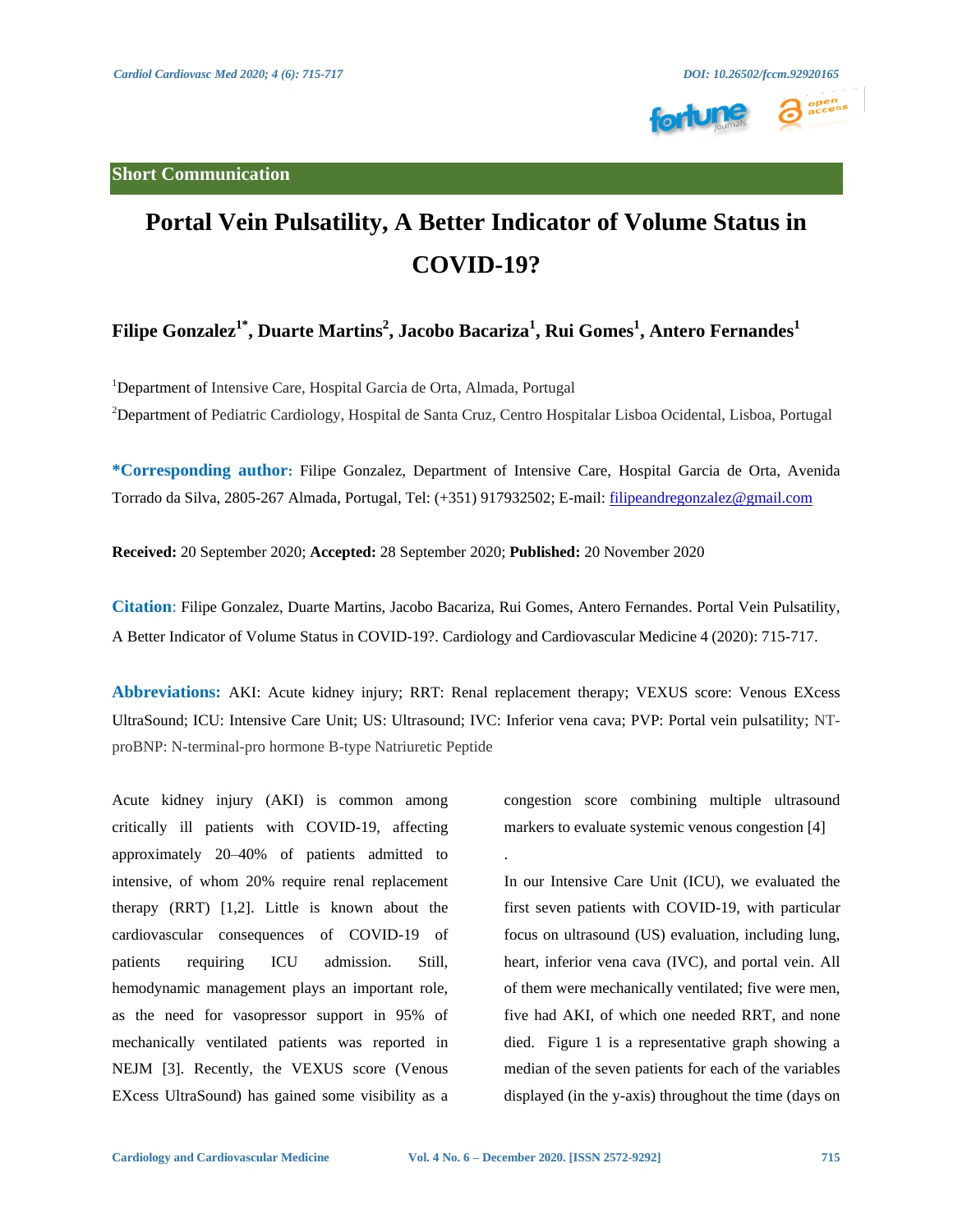**Short Communication**

# Portal Vein Pulsatility, A Better Indicator of Volume Status in COVID-19?

**Filipe Gonzalez[1*], Duarte Martins[2], Jacobo Bacariza[1], Rui Gomes[1], Antero Fernandes[1]**

[1]Department of Intensive Care, Hospital Garcia de Orta, Almada, Portugal

[2]Department of Pediatric Cardiology, Hospital de Santa Cruz, Centro Hospitalar Lisboa Ocidental, Lisboa, Portugal

**\*Corresponding author:** Filipe Gonzalez, Department of Intensive Care, Hospital Garcia de Orta, Avenida Torrado da Silva, 2805-267 Almada, Portugal, Tel: (+351) 917932502; E-mail: filipeandregonzalez@gmail.com

**Received:** 20 September 2020; **Accepted:** 28 September 2020; **Published:** 20 November 2020

**Citation**: Filipe Gonzalez, Duarte Martins, Jacobo Bacariza, Rui Gomes, Antero Fernandes. Portal Vein Pulsatility, A Better Indicator of Volume Status in COVID-19?. Cardiology and Cardiovascular Medicine 4 (2020): 715-717.

**Abbreviations:** AKI: Acute kidney injury; RRT: Renal replacement therapy; VEXUS score: Venous EXcess UltraSound; ICU: Intensive Care Unit; US: Ultrasound; IVC: Inferior vena cava; PVP: Portal vein pulsatility; NT-proBNP: N-terminal-pro hormone B-type Natriuretic Peptide

Acute kidney injury (AKI) is common among critically ill patients with COVID-19, affecting approximately 20–40% of patients admitted to intensive, of whom 20% require renal replacement therapy (RRT) [1,2]. Little is known about the cardiovascular consequences of COVID-19 of patients requiring ICU admission. Still, hemodynamic management plays an important role, as the need for vasopressor support in 95% of mechanically ventilated patients was reported in NEJM [3]. Recently, the VEXUS score (Venous EXcess UltraSound) has gained some visibility as a congestion score combining multiple ultrasound markers to evaluate systemic venous congestion [4]

.

In our Intensive Care Unit (ICU), we evaluated the first seven patients with COVID-19, with particular focus on ultrasound (US) evaluation, including lung, heart, inferior vena cava (IVC), and portal vein. All of them were mechanically ventilated; five were men, five had AKI, of which one needed RRT, and none died. Figure 1 is a representative graph showing a median of the seven patients for each of the variables displayed (in the y-axis) throughout the time (days on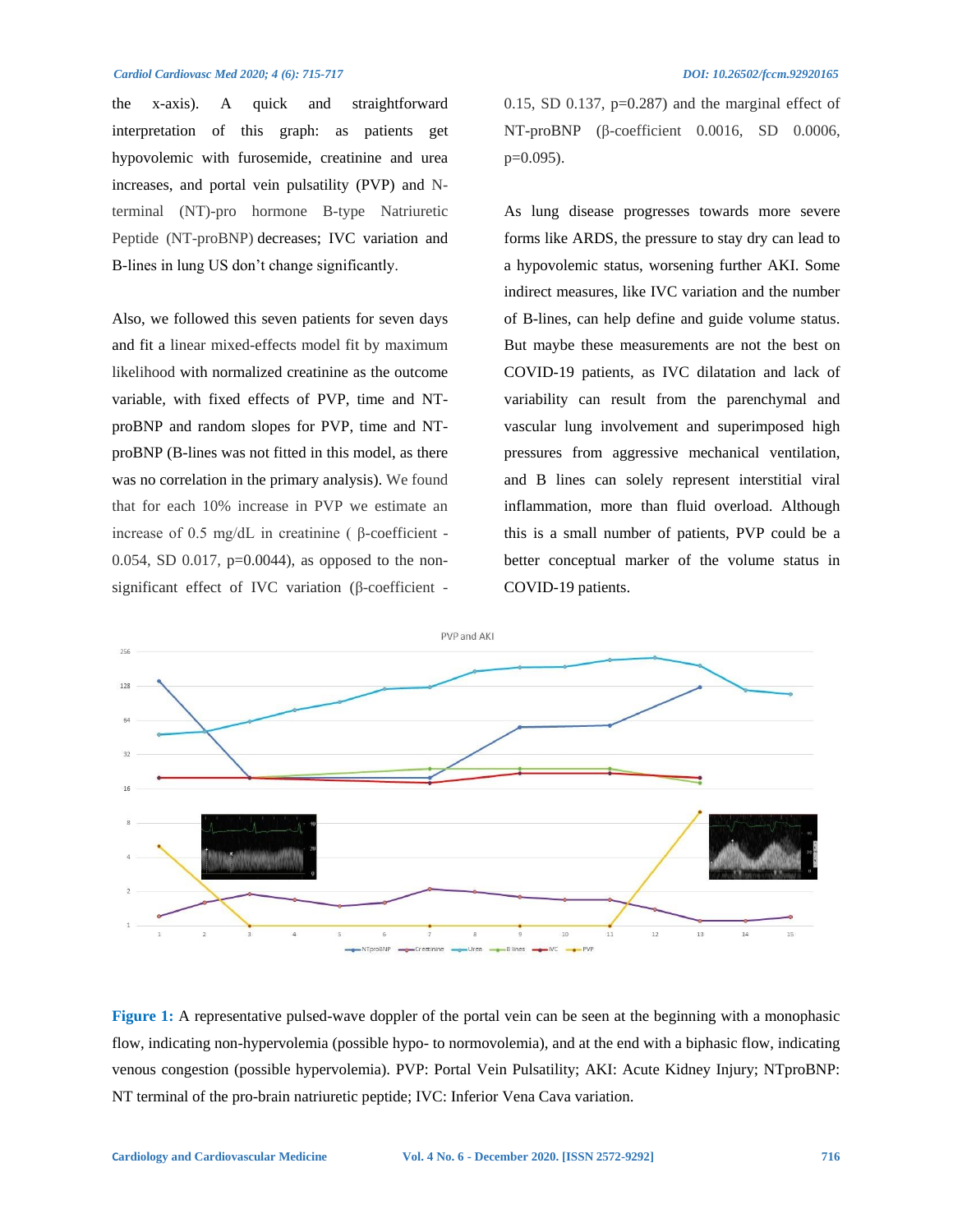the x-axis). A quick and straightforward interpretation of this graph: as patients get hypovolemic with furosemide, creatinine and urea increases, and portal vein pulsatility (PVP) and N-terminal (NT)-pro hormone B-type Natriuretic Peptide (NT-proBNP) decreases; IVC variation and B-lines in lung US don't change significantly.

Also, we followed this seven patients for seven days and fit a linear mixed-effects model fit by maximum likelihood with normalized creatinine as the outcome variable, with fixed effects of PVP, time and NT-proBNP and random slopes for PVP, time and NT-proBNP (B-lines was not fitted in this model, as there was no correlation in the primary analysis). We found that for each 10% increase in PVP we estimate an increase of 0.5 mg/dL in creatinine ( β-coefficient -0.054, SD 0.017, p=0.0044), as opposed to the non-significant effect of IVC variation (β-coefficient -0.15, SD 0.137, p=0.287) and the marginal effect of NT-proBNP (β-coefficient 0.0016, SD 0.0006, p=0.095).

As lung disease progresses towards more severe forms like ARDS, the pressure to stay dry can lead to a hypovolemic status, worsening further AKI. Some indirect measures, like IVC variation and the number of B-lines, can help define and guide volume status. But maybe these measurements are not the best on COVID-19 patients, as IVC dilatation and lack of variability can result from the parenchymal and vascular lung involvement and superimposed high pressures from aggressive mechanical ventilation, and B lines can solely represent interstitial viral inflammation, more than fluid overload. Although this is a small number of patients, PVP could be a better conceptual marker of the volume status in COVID-19 patients.

**Figure 1:** A representative pulsed-wave doppler of the portal vein can be seen at the beginning with a monophasic flow, indicating non-hypervolemia (possible hypo- to normovolemia), and at the end with a biphasic flow, indicating venous congestion (possible hypervolemia). PVP: Portal Vein Pulsatility; AKI: Acute Kidney Injury; NTproBNP: NT terminal of the pro-brain natriuretic peptide; IVC: Inferior Vena Cava variation.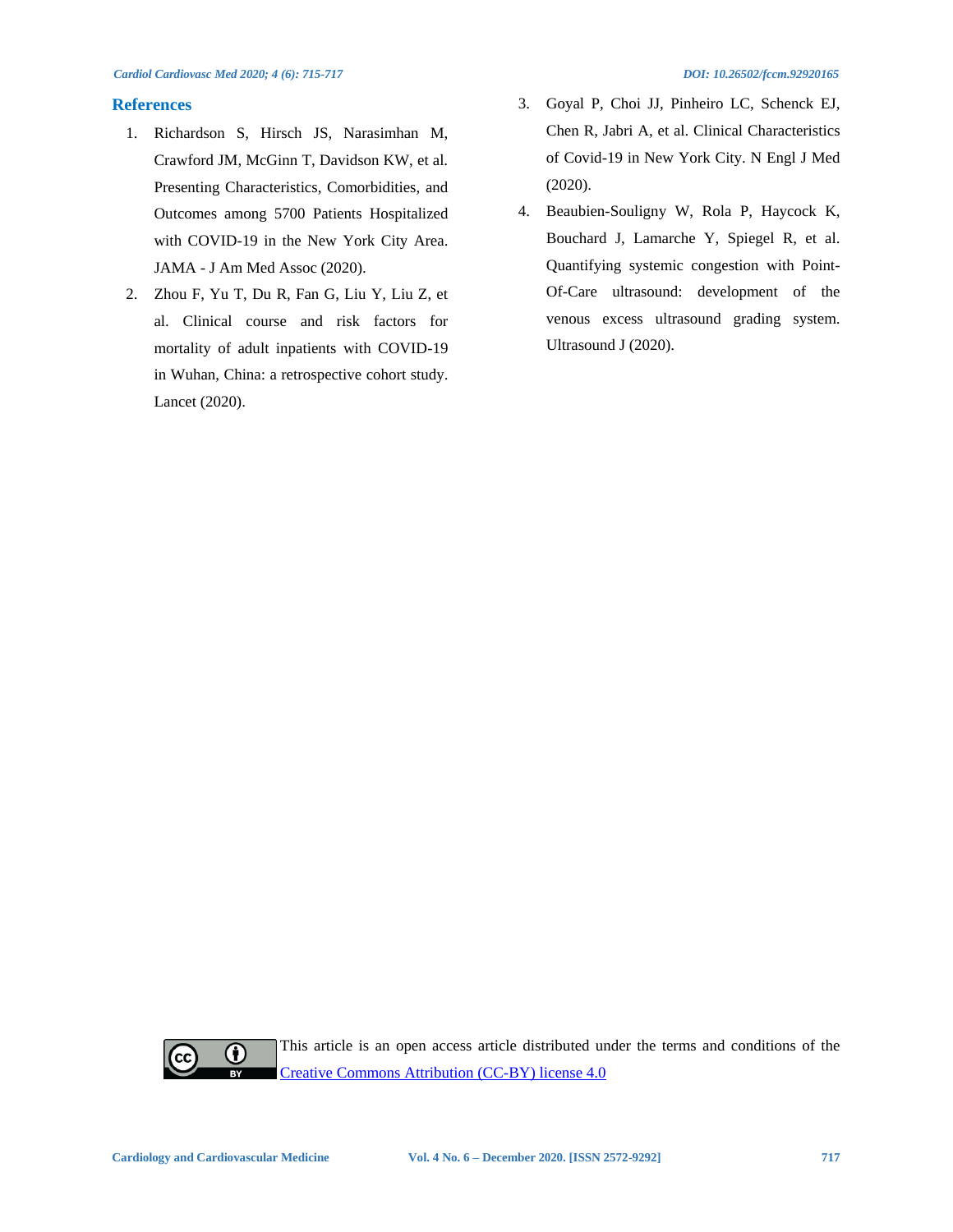## References

1. Richardson S, Hirsch JS, Narasimhan M, Crawford JM, McGinn T, Davidson KW, et al. Presenting Characteristics, Comorbidities, and Outcomes among 5700 Patients Hospitalized with COVID-19 in the New York City Area. JAMA - J Am Med Assoc (2020).
2. Zhou F, Yu T, Du R, Fan G, Liu Y, Liu Z, et al. Clinical course and risk factors for mortality of adult inpatients with COVID-19 in Wuhan, China: a retrospective cohort study. Lancet (2020).
3. Goyal P, Choi JJ, Pinheiro LC, Schenck EJ, Chen R, Jabri A, et al. Clinical Characteristics of Covid-19 in New York City. N Engl J Med (2020).
4. Beaubien-Souligny W, Rola P, Haycock K, Bouchard J, Lamarche Y, Spiegel R, et al. Quantifying systemic congestion with Point-Of-Care ultrasound: development of the venous excess ultrasound grading system. Ultrasound J (2020).

This article is an open access article distributed under the terms and conditions of the Creative Commons Attribution (CC-BY) license 4.0